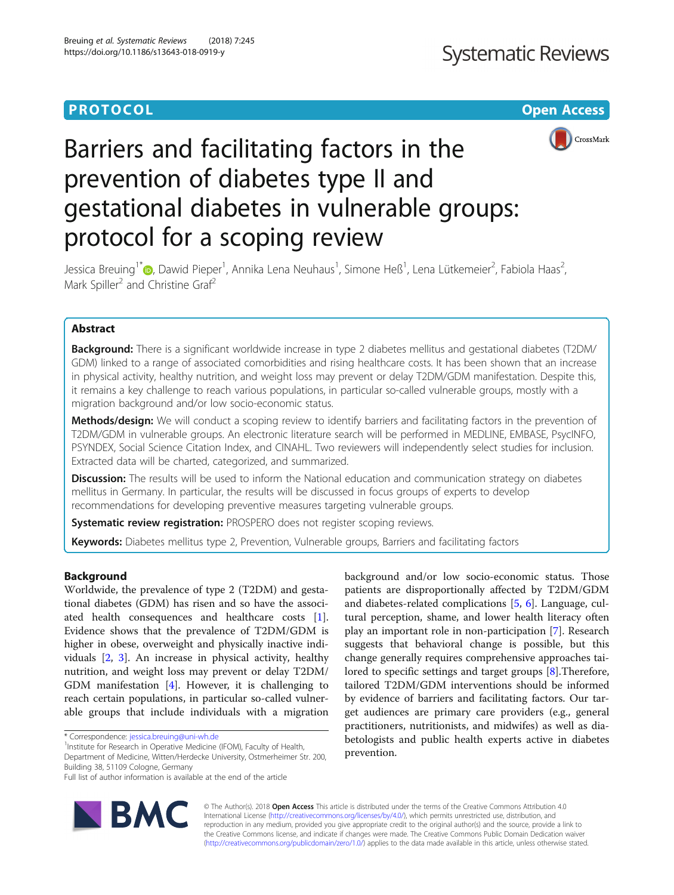**PROTOCOL** **Open Access**

# Barriers and facilitating factors in the prevention of diabetes type II and gestational diabetes in vulnerable groups: protocol for a scoping review

Jessica Breuing[1*], Dawid Pieper[1], Annika Lena Neuhaus[1], Simone Heß[1], Lena Lütkemeier[2], Fabiola Haas[2], Mark Spiller[2] and Christine Graf[2]

## Abstract

**Background:** There is a significant worldwide increase in type 2 diabetes mellitus and gestational diabetes (T2DM/GDM) linked to a range of associated comorbidities and rising healthcare costs. It has been shown that an increase in physical activity, healthy nutrition, and weight loss may prevent or delay T2DM/GDM manifestation. Despite this, it remains a key challenge to reach various populations, in particular so-called vulnerable groups, mostly with a migration background and/or low socio-economic status.

**Methods/design:** We will conduct a scoping review to identify barriers and facilitating factors in the prevention of T2DM/GDM in vulnerable groups. An electronic literature search will be performed in MEDLINE, EMBASE, PsycINFO, PSYNDEX, Social Science Citation Index, and CINAHL. Two reviewers will independently select studies for inclusion. Extracted data will be charted, categorized, and summarized.

**Discussion:** The results will be used to inform the National education and communication strategy on diabetes mellitus in Germany. In particular, the results will be discussed in focus groups of experts to develop recommendations for developing preventive measures targeting vulnerable groups.

**Systematic review registration:** PROSPERO does not register scoping reviews.

**Keywords:** Diabetes mellitus type 2, Prevention, Vulnerable groups, Barriers and facilitating factors

## Background

Worldwide, the prevalence of type 2 (T2DM) and gestational diabetes (GDM) has risen and so have the associated health consequences and healthcare costs [1]. Evidence shows that the prevalence of T2DM/GDM is higher in obese, overweight and physically inactive individuals [2, 3]. An increase in physical activity, healthy nutrition, and weight loss may prevent or delay T2DM/GDM manifestation [4]. However, it is challenging to reach certain populations, in particular so-called vulnerable groups that include individuals with a migration background and/or low socio-economic status. Those patients are disproportionally affected by T2DM/GDM and diabetes-related complications [5, 6]. Language, cultural perception, shame, and lower health literacy often play an important role in non-participation [7]. Research suggests that behavioral change is possible, but this change generally requires comprehensive approaches tailored to specific settings and target groups [8].Therefore, tailored T2DM/GDM interventions should be informed by evidence of barriers and facilitating factors. Our target audiences are primary care providers (e.g., general practitioners, nutritionists, and midwifes) as well as diabetologists and public health experts active in diabetes prevention.

\* Correspondence: jessica.breuing@uni-wh.de
[1]Institute for Research in Operative Medicine (IFOM), Faculty of Health, Department of Medicine, Witten/Herdecke University, Ostmerheimer Str. 200, Building 38, 51109 Cologne, Germany
Full list of author information is available at the end of the article

© The Author(s). 2018 **Open Access** This article is distributed under the terms of the Creative Commons Attribution 4.0 International License (http://creativecommons.org/licenses/by/4.0/), which permits unrestricted use, distribution, and reproduction in any medium, provided you give appropriate credit to the original author(s) and the source, provide a link to the Creative Commons license, and indicate if changes were made. The Creative Commons Public Domain Dedication waiver (http://creativecommons.org/publicdomain/zero/1.0/) applies to the data made available in this article, unless otherwise stated.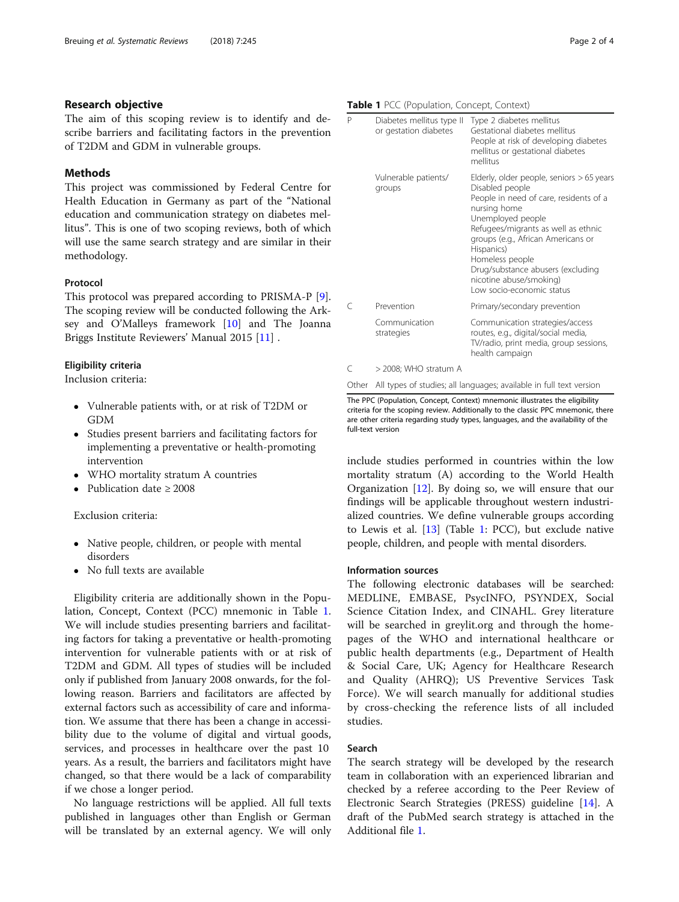## Research objective

The aim of this scoping review is to identify and describe barriers and facilitating factors in the prevention of T2DM and GDM in vulnerable groups.

## Methods

This project was commissioned by Federal Centre for Health Education in Germany as part of the "National education and communication strategy on diabetes mellitus". This is one of two scoping reviews, both of which will use the same search strategy and are similar in their methodology.

### Protocol

This protocol was prepared according to PRISMA-P [9]. The scoping review will be conducted following the Arksey and O'Malleys framework [10] and The Joanna Briggs Institute Reviewers' Manual 2015 [11] .

### Eligibility criteria

Inclusion criteria:

- Vulnerable patients with, or at risk of T2DM or GDM
- Studies present barriers and facilitating factors for implementing a preventative or health-promoting intervention
- WHO mortality stratum A countries
- Publication date ≥ 2008

Exclusion criteria:

- Native people, children, or people with mental disorders
- No full texts are available

Eligibility criteria are additionally shown in the Population, Concept, Context (PCC) mnemonic in Table 1. We will include studies presenting barriers and facilitating factors for taking a preventative or health-promoting intervention for vulnerable patients with or at risk of T2DM and GDM. All types of studies will be included only if published from January 2008 onwards, for the following reason. Barriers and facilitators are affected by external factors such as accessibility of care and information. We assume that there has been a change in accessibility due to the volume of digital and virtual goods, services, and processes in healthcare over the past 10 years. As a result, the barriers and facilitators might have changed, so that there would be a lack of comparability if we chose a longer period.

No language restrictions will be applied. All full texts published in languages other than English or German will be translated by an external agency. We will only include studies performed in countries within the low mortality stratum (A) according to the World Health Organization [12]. By doing so, we will ensure that our findings will be applicable throughout western industrialized countries. We define vulnerable groups according to Lewis et al. [13] (Table 1: PCC), but exclude native people, children, and people with mental disorders.

**Table 1** PCC (Population, Concept, Context)

| | | |
|---|---|---|
| P | Diabetes mellitus type II or gestation diabetes | Type 2 diabetes mellitus<br>Gestational diabetes mellitus<br>People at risk of developing diabetes mellitus or gestational diabetes mellitus |
| | Vulnerable patients/groups | Elderly, older people, seniors > 65 years<br>Disabled people<br>People in need of care, residents of a nursing home<br>Unemployed people<br>Refugees/migrants as well as ethnic groups (e.g., African Americans or Hispanics)<br>Homeless people<br>Drug/substance abusers (excluding nicotine abuse/smoking)<br>Low socio-economic status |
| C | Prevention | Primary/secondary prevention |
| | Communication strategies | Communication strategies/access routes, e.g., digital/social media, TV/radio, print media, group sessions, health campaign |
| C | > 2008; WHO stratum A | |
| Other | All types of studies; all languages; available in full text version | |

The PPC (Population, Concept, Context) mnemonic illustrates the eligibility criteria for the scoping review. Additionally to the classic PPC mnemonic, there are other criteria regarding study types, languages, and the availability of the full-text version

### Information sources

The following electronic databases will be searched: MEDLINE, EMBASE, PsycINFO, PSYNDEX, Social Science Citation Index, and CINAHL. Grey literature will be searched in greylit.org and through the homepages of the WHO and international healthcare or public health departments (e.g., Department of Health & Social Care, UK; Agency for Healthcare Research and Quality (AHRQ); US Preventive Services Task Force). We will search manually for additional studies by cross-checking the reference lists of all included studies.

### Search

The search strategy will be developed by the research team in collaboration with an experienced librarian and checked by a referee according to the Peer Review of Electronic Search Strategies (PRESS) guideline [14]. A draft of the PubMed search strategy is attached in the Additional file 1.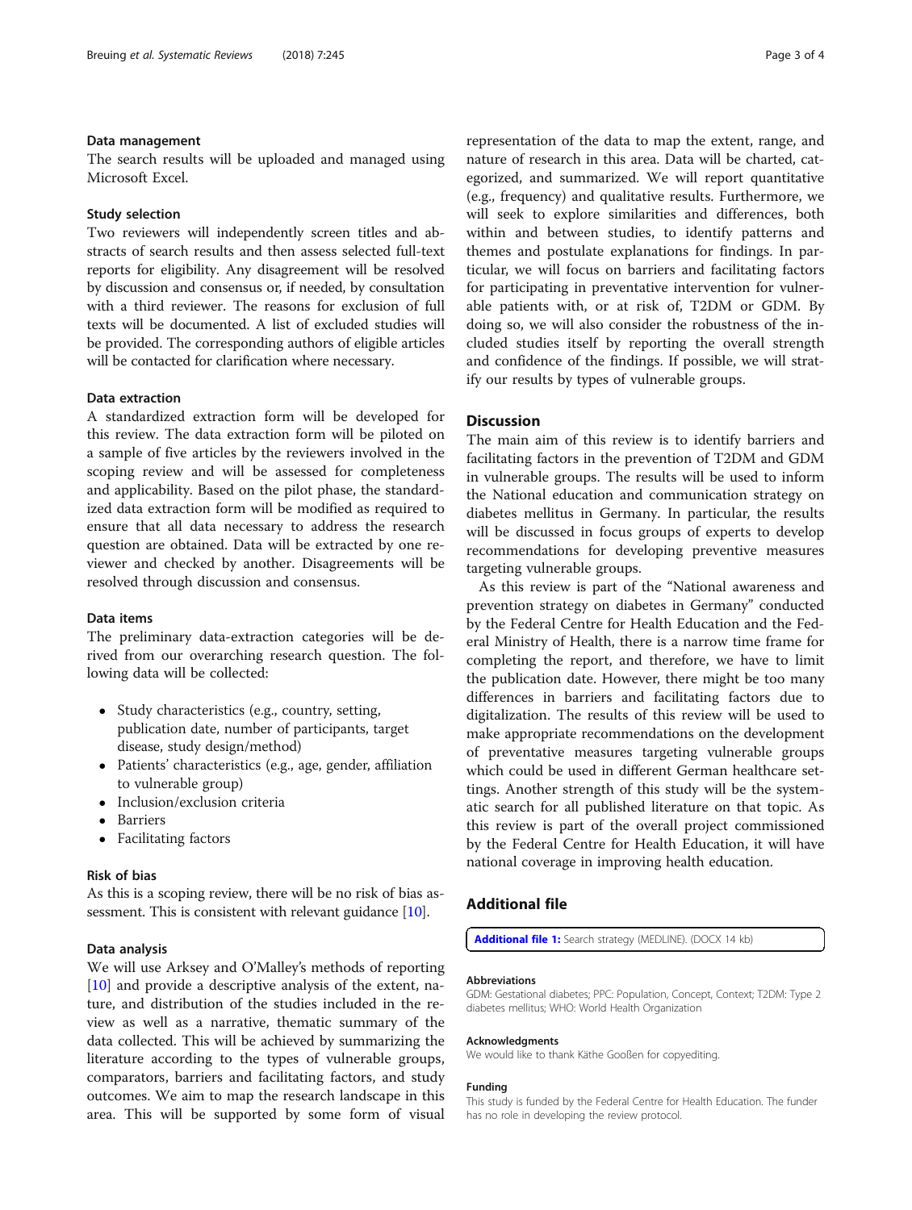### Data management

The search results will be uploaded and managed using Microsoft Excel.

### Study selection

Two reviewers will independently screen titles and abstracts of search results and then assess selected full-text reports for eligibility. Any disagreement will be resolved by discussion and consensus or, if needed, by consultation with a third reviewer. The reasons for exclusion of full texts will be documented. A list of excluded studies will be provided. The corresponding authors of eligible articles will be contacted for clarification where necessary.

### Data extraction

A standardized extraction form will be developed for this review. The data extraction form will be piloted on a sample of five articles by the reviewers involved in the scoping review and will be assessed for completeness and applicability. Based on the pilot phase, the standardized data extraction form will be modified as required to ensure that all data necessary to address the research question are obtained. Data will be extracted by one reviewer and checked by another. Disagreements will be resolved through discussion and consensus.

### Data items

The preliminary data-extraction categories will be derived from our overarching research question. The following data will be collected:

- Study characteristics (e.g., country, setting, publication date, number of participants, target disease, study design/method)
- Patients' characteristics (e.g., age, gender, affiliation to vulnerable group)
- Inclusion/exclusion criteria
- Barriers
- Facilitating factors

### Risk of bias

As this is a scoping review, there will be no risk of bias assessment. This is consistent with relevant guidance [10].

### Data analysis

We will use Arksey and O'Malley's methods of reporting [10] and provide a descriptive analysis of the extent, nature, and distribution of the studies included in the review as well as a narrative, thematic summary of the data collected. This will be achieved by summarizing the literature according to the types of vulnerable groups, comparators, barriers and facilitating factors, and study outcomes. We aim to map the research landscape in this area. This will be supported by some form of visual representation of the data to map the extent, range, and nature of research in this area. Data will be charted, categorized, and summarized. We will report quantitative (e.g., frequency) and qualitative results. Furthermore, we will seek to explore similarities and differences, both within and between studies, to identify patterns and themes and postulate explanations for findings. In particular, we will focus on barriers and facilitating factors for participating in preventative intervention for vulnerable patients with, or at risk of, T2DM or GDM. By doing so, we will also consider the robustness of the included studies itself by reporting the overall strength and confidence of the findings. If possible, we will stratify our results by types of vulnerable groups.

## Discussion

The main aim of this review is to identify barriers and facilitating factors in the prevention of T2DM and GDM in vulnerable groups. The results will be used to inform the National education and communication strategy on diabetes mellitus in Germany. In particular, the results will be discussed in focus groups of experts to develop recommendations for developing preventive measures targeting vulnerable groups.

As this review is part of the "National awareness and prevention strategy on diabetes in Germany" conducted by the Federal Centre for Health Education and the Federal Ministry of Health, there is a narrow time frame for completing the report, and therefore, we have to limit the publication date. However, there might be too many differences in barriers and facilitating factors due to digitalization. The results of this review will be used to make appropriate recommendations on the development of preventative measures targeting vulnerable groups which could be used in different German healthcare settings. Another strength of this study will be the systematic search for all published literature on that topic. As this review is part of the overall project commissioned by the Federal Centre for Health Education, it will have national coverage in improving health education.

## Additional file

**Additional file 1:** Search strategy (MEDLINE). (DOCX 14 kb)

#### Abbreviations

GDM: Gestational diabetes; PPC: Population, Concept, Context; T2DM: Type 2 diabetes mellitus; WHO: World Health Organization

#### Acknowledgments

We would like to thank Käthe Gooßen for copyediting.

#### Funding

This study is funded by the Federal Centre for Health Education. The funder has no role in developing the review protocol.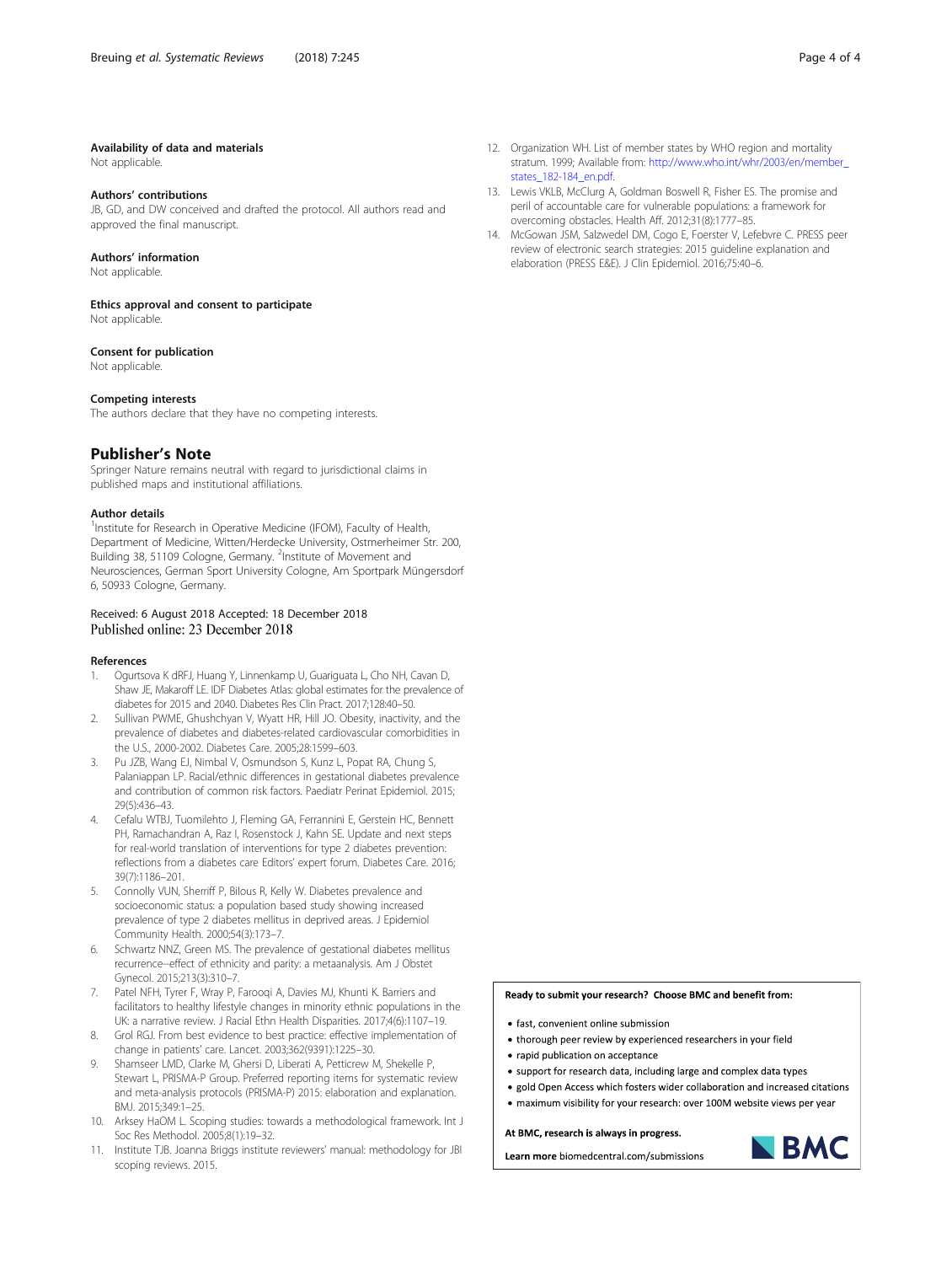#### Availability of data and materials
Not applicable.

#### Authors' contributions
JB, GD, and DW conceived and drafted the protocol. All authors read and approved the final manuscript.

#### Authors' information
Not applicable.

#### Ethics approval and consent to participate
Not applicable.

#### Consent for publication
Not applicable.

#### Competing interests
The authors declare that they have no competing interests.

### Publisher's Note
Springer Nature remains neutral with regard to jurisdictional claims in published maps and institutional affiliations.

#### Author details
[1]Institute for Research in Operative Medicine (IFOM), Faculty of Health, Department of Medicine, Witten/Herdecke University, Ostmerheimer Str. 200, Building 38, 51109 Cologne, Germany. [2]Institute of Movement and Neurosciences, German Sport University Cologne, Am Sportpark Müngersdorf 6, 50933 Cologne, Germany.

Received: 6 August 2018 Accepted: 18 December 2018
Published online: 23 December 2018

#### References
1. Ogurtsova K dRFJ, Huang Y, Linnenkamp U, Guariguata L, Cho NH, Cavan D, Shaw JE, Makaroff LE. IDF Diabetes Atlas: global estimates for the prevalence of diabetes for 2015 and 2040. Diabetes Res Clin Pract. 2017;128:40–50.
2. Sullivan PWME, Ghushchyan V, Wyatt HR, Hill JO. Obesity, inactivity, and the prevalence of diabetes and diabetes-related cardiovascular comorbidities in the U.S., 2000-2002. Diabetes Care. 2005;28:1599–603.
3. Pu JZB, Wang EJ, Nimbal V, Osmundson S, Kunz L, Popat RA, Chung S, Palaniappan LP. Racial/ethnic differences in gestational diabetes prevalence and contribution of common risk factors. Paediatr Perinat Epidemiol. 2015; 29(5):436–43.
4. Cefalu WTBJ, Tuomilehto J, Fleming GA, Ferrannini E, Gerstein HC, Bennett PH, Ramachandran A, Raz I, Rosenstock J, Kahn SE. Update and next steps for real-world translation of interventions for type 2 diabetes prevention: reflections from a diabetes care Editors' expert forum. Diabetes Care. 2016; 39(7):1186–201.
5. Connolly VUN, Sherriff P, Bilous R, Kelly W. Diabetes prevalence and socioeconomic status: a population based study showing increased prevalence of type 2 diabetes mellitus in deprived areas. J Epidemiol Community Health. 2000;54(3):173–7.
6. Schwartz NNZ, Green MS. The prevalence of gestational diabetes mellitus recurrence--effect of ethnicity and parity: a metaanalysis. Am J Obstet Gynecol. 2015;213(3):310–7.
7. Patel NFH, Tyrer F, Wray P, Farooqi A, Davies MJ, Khunti K. Barriers and facilitators to healthy lifestyle changes in minority ethnic populations in the UK: a narrative review. J Racial Ethn Health Disparities. 2017;4(6):1107–19.
8. Grol RGJ. From best evidence to best practice: effective implementation of change in patients' care. Lancet. 2003;362(9391):1225–30.
9. Shamseer LMD, Clarke M, Ghersi D, Liberati A, Petticrew M, Shekelle P, Stewart L, PRISMA-P Group. Preferred reporting items for systematic review and meta-analysis protocols (PRISMA-P) 2015: elaboration and explanation. BMJ. 2015;349:1–25.
10. Arksey HaOM L. Scoping studies: towards a methodological framework. Int J Soc Res Methodol. 2005;8(1):19–32.
11. Institute TJB. Joanna Briggs institute reviewers' manual: methodology for JBI scoping reviews. 2015.
12. Organization WH. List of member states by WHO region and mortality stratum. 1999; Available from: http://www.who.int/whr/2003/en/member_states_182-184_en.pdf.
13. Lewis VKLB, McClurg A, Goldman Boswell R, Fisher ES. The promise and peril of accountable care for vulnerable populations: a framework for overcoming obstacles. Health Aff. 2012;31(8):1777–85.
14. McGowan JSM, Salzwedel DM, Cogo E, Foerster V, Lefebvre C. PRESS peer review of electronic search strategies: 2015 guideline explanation and elaboration (PRESS E&E). J Clin Epidemiol. 2016;75:40–6.

**Ready to submit your research? Choose BMC and benefit from:**

- fast, convenient online submission
- thorough peer review by experienced researchers in your field
- rapid publication on acceptance
- support for research data, including large and complex data types
- gold Open Access which fosters wider collaboration and increased citations
- maximum visibility for your research: over 100M website views per year

**At BMC, research is always in progress.**

**Learn more** biomedcentral.com/submissions

BMC